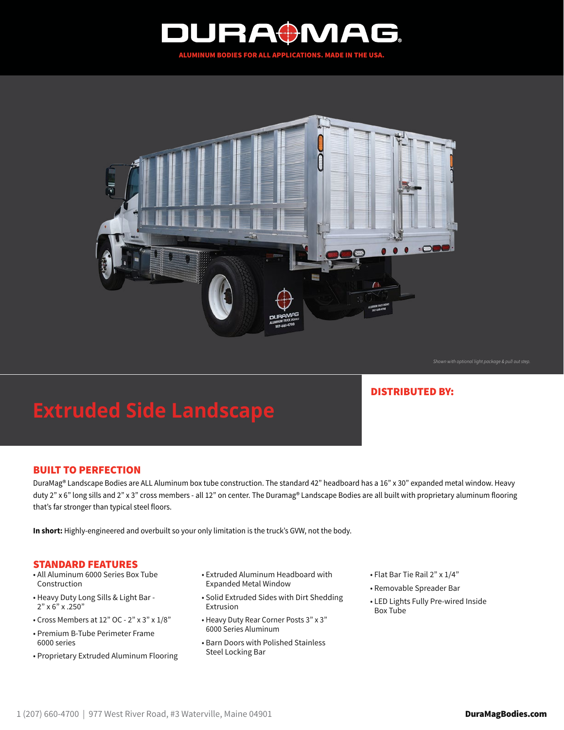# DURAMAG®

ALUMINUM BODIES FOR ALL APPLICATIONS. MADE IN THE USA.

*Shown with optional light package & pull out step.*

# Extruded Side Landscape

**DISTRIBUTED BY:**

## BUILT TO PERFECTION

DuraMag® Landscape Bodies are ALL Aluminum box tube construction. The standard 42" headboard has a 16" x 30" expanded metal window. Heavy duty 2" x 6" long sills and 2" x 3" cross members - all 12" on center. The Duramag® Landscape Bodies are all built with proprietary aluminum flooring that's far stronger than typical steel floors.

**In short:** Highly-engineered and overbuilt so your only limitation is the truck's GVW, not the body.

## STANDARD FEATURES

- All Aluminum 6000 Series Box Tube Construction
- Heavy Duty Long Sills & Light Bar - 2" x 6" x .250"
- Cross Members at 12" OC - 2" x 3" x 1/8"
- Premium B-Tube Perimeter Frame 6000 series
- Proprietary Extruded Aluminum Flooring
- Extruded Aluminum Headboard with Expanded Metal Window
- Solid Extruded Sides with Dirt Shedding Extrusion
- Heavy Duty Rear Corner Posts 3" x 3" 6000 Series Aluminum
- Barn Doors with Polished Stainless Steel Locking Bar
- Flat Bar Tie Rail 2" x 1/4"
- Removable Spreader Bar
- LED Lights Fully Pre-wired Inside Box Tube

1 (207) 660-4700 | 977 West River Road, #3 Waterville, Maine 04901 **DuraMagBodies.com**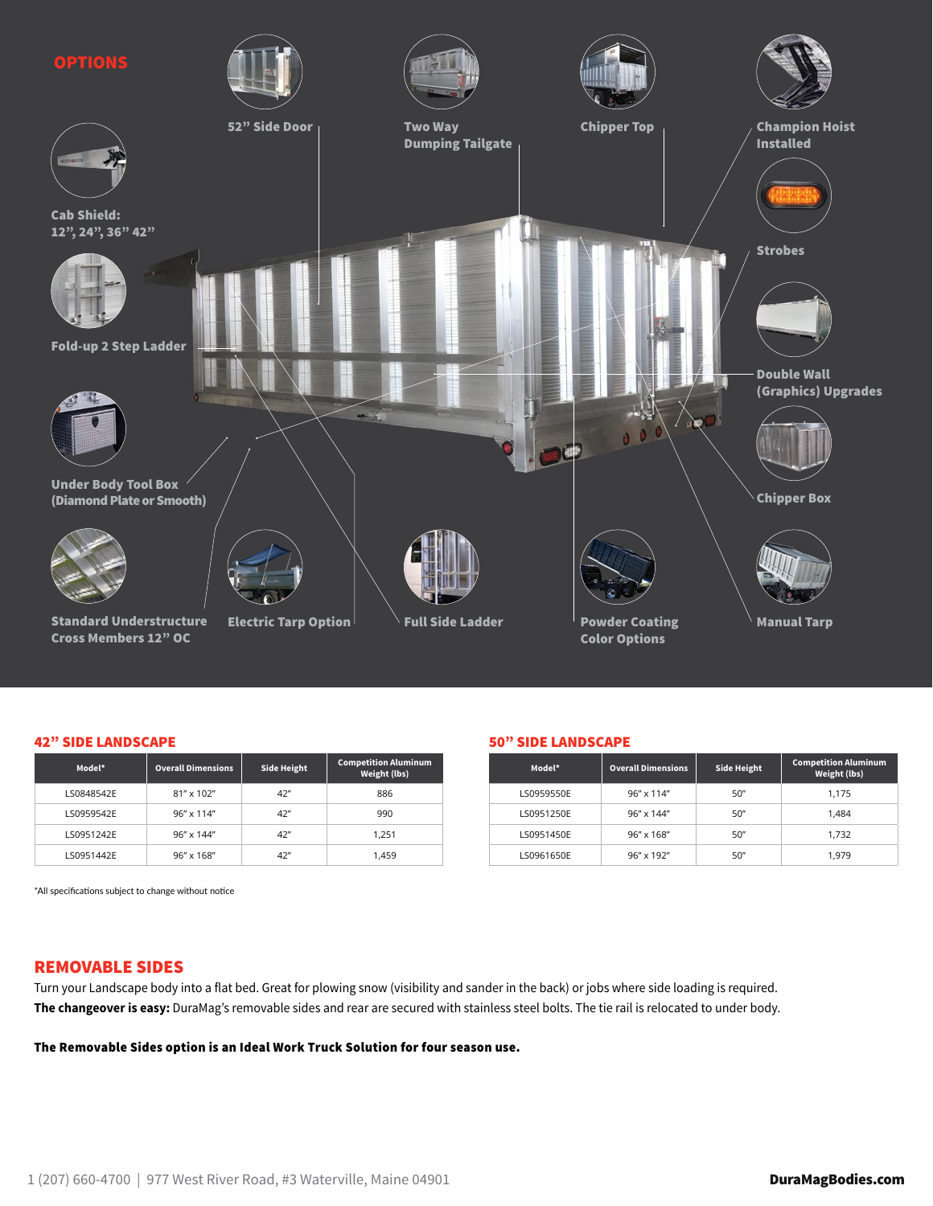## OPTIONS

Cab Shield: 12", 24", 36" 42"

52" Side Door

Two Way Dumping Tailgate

Chipper Top

Champion Hoist Installed

Strobes

Fold-up 2 Step Ladder

Double Wall (Graphics) Upgrades

Under Body Tool Box (Diamond Plate or Smooth)

Chipper Box

Standard Understructure Cross Members 12" OC

Electric Tarp Option

Full Side Ladder

Powder Coating Color Options

Manual Tarp

## 42" SIDE LANDSCAPE

| Model* | Overall Dimensions | Side Height | Competition Aluminum Weight (lbs) |
|---|---|---|---|
| LS0848542E | 81" x 102" | 42" | 886 |
| LS0959542E | 96" x 114" | 42" | 990 |
| LS0951242E | 96" x 144" | 42" | 1,251 |
| LS0951442E | 96" x 168" | 42" | 1,459 |

## 50" SIDE LANDSCAPE

| Model* | Overall Dimensions | Side Height | Competition Aluminum Weight (lbs) |
|---|---|---|---|
| LS0959550E | 96" x 114" | 50" | 1,175 |
| LS0951250E | 96" x 144" | 50" | 1,484 |
| LS0951450E | 96" x 168" | 50" | 1,732 |
| LS0961650E | 96" x 192" | 50" | 1,979 |

*All specifications subject to change without notice

## REMOVABLE SIDES

Turn your Landscape body into a flat bed. Great for plowing snow (visibility and sander in the back) or jobs where side loading is required.
**The changeover is easy:** DuraMag's removable sides and rear are secured with stainless steel bolts. The tie rail is relocated to under body.

**The Removable Sides option is an Ideal Work Truck Solution for four season use.**

1 (207) 660-4700 | 977 West River Road, #3 Waterville, Maine 04901 **DuraMagBodies.com**